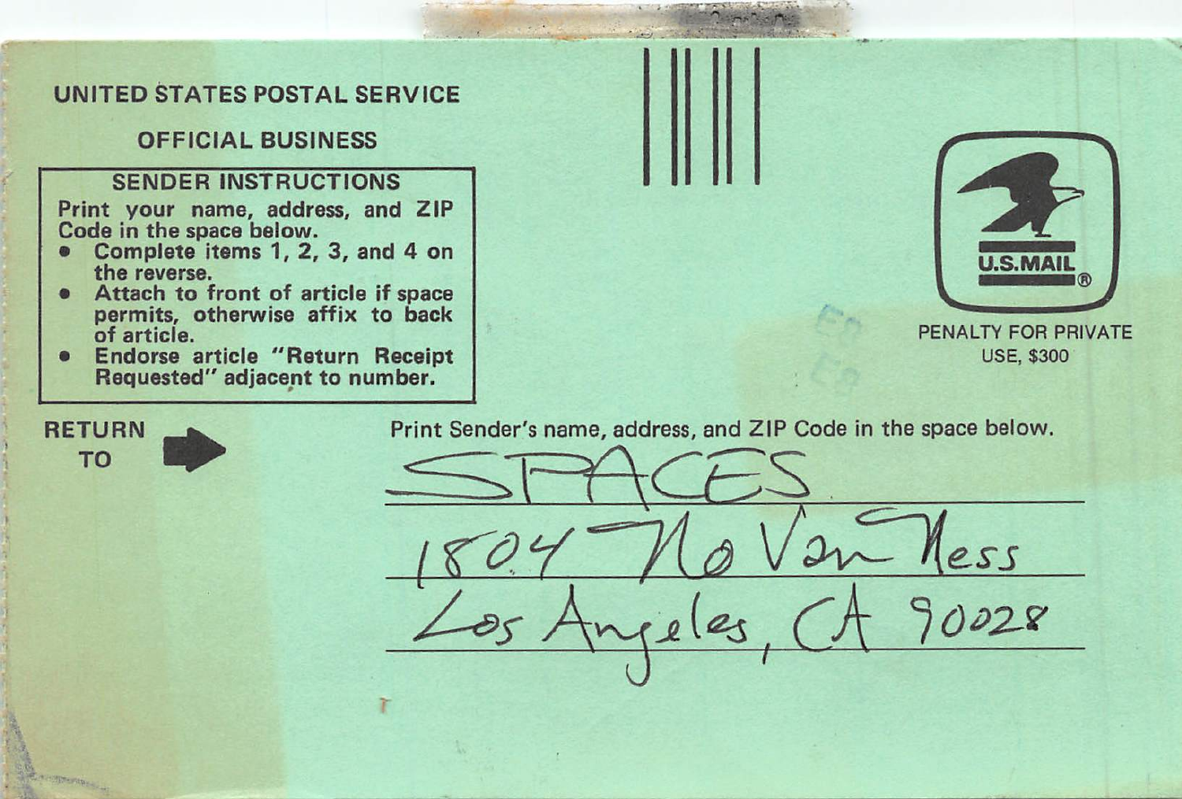UNITED STATES POSTAL SERVICE

OFFICIAL BUSINESS

**SENDER INSTRUCTIONS**

Print your name, address, and ZIP Code in the space below.

- Complete items 1, 2, 3, and 4 on the reverse.
- Attach to front of article if space permits, otherwise affix to back of article.
- Endorse article "Return Receipt Requested" adjacent to number.

U.S.MAIL®

PENALTY FOR PRIVATE USE, $300

RETURN TO

Print Sender's name, address, and ZIP Code in the space below.

SPACES
1804 No Van Ness
Los Angeles, CA 90028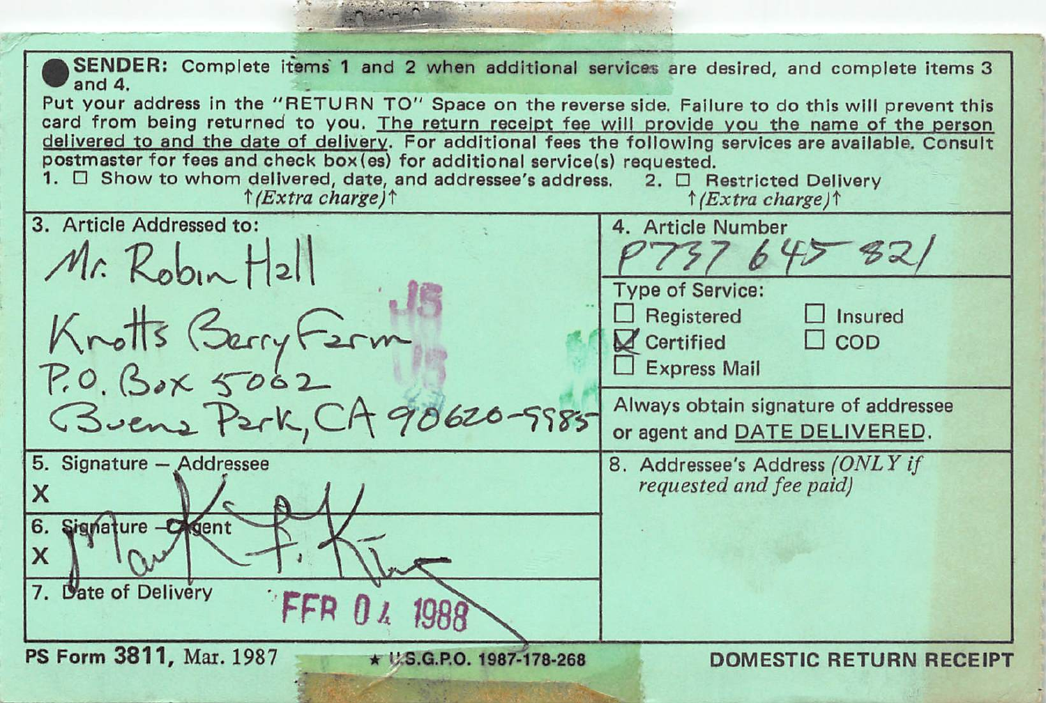**SENDER:** Complete items 1 and 2 when additional services are desired, and complete items 3 and 4.

Put your address in the "RETURN TO" Space on the reverse side. Failure to do this will prevent this card from being returned to you. The return receipt fee will provide you the name of the person delivered to and the date of delivery. For additional fees the following services are available. Consult postmaster for fees and check box(es) for additional service(s) requested.

1. ☐ Show to whom delivered, date, and addressee's address. ↑*(Extra charge)*↑
2. ☐ Restricted Delivery ↑*(Extra charge)*↑

| | |
|---|---|
| 3. Article Addressed to: <br> Mr. Robin Hall <br> Knotts Berry Farm <br> P.O. Box 5002 <br> Buena Park, CA 90620-5985 | 4. Article Number <br> P737 645 821 <br><br> Type of Service: <br> ☐ Registered ☐ Insured <br> ☒ Certified ☐ COD <br> ☐ Express Mail <br><br> Always obtain signature of addressee or agent and DATE DELIVERED. |
| 5. Signature – Addressee <br> X Mark F. King <br><br> 6. Signature – Agent <br> X <br><br> 7. Date of Delivery <br> FEB 04 1988 | 8. Addressee's Address *(ONLY if requested and fee paid)* |

PS Form **3811**, Mar. 1987 ★ U.S.G.P.O. 1987-178-268 **DOMESTIC RETURN RECEIPT**